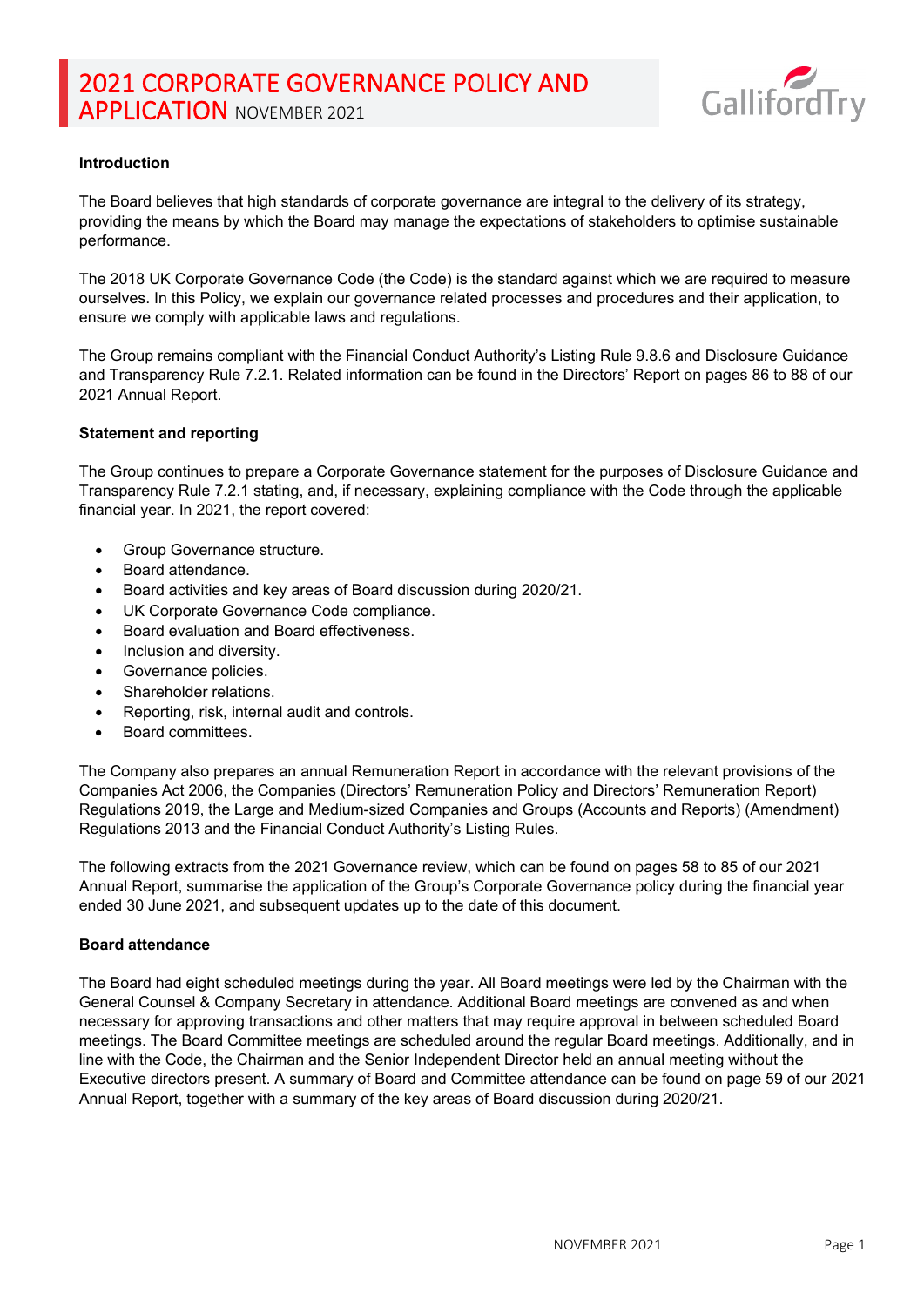# 2021 CORPORATE GOVERNANCE POLICY AND APPLICATION NOVEMBER 2021

### Introduction

The Board believes that high standards of corporate governance are integral to the delivery of its strategy, providing the means by which the Board may manage the expectations of stakeholders to optimise sustainable performance.

The 2018 UK Corporate Governance Code (the Code) is the standard against which we are required to measure ourselves. In this Policy, we explain our governance related processes and procedures and their application, to ensure we comply with applicable laws and regulations.

The Group remains compliant with the Financial Conduct Authority's Listing Rule 9.8.6 and Disclosure Guidance and Transparency Rule 7.2.1. Related information can be found in the Directors' Report on pages 86 to 88 of our 2021 Annual Report.

### Statement and reporting

The Group continues to prepare a Corporate Governance statement for the purposes of Disclosure Guidance and Transparency Rule 7.2.1 stating, and, if necessary, explaining compliance with the Code through the applicable financial year. In 2021, the report covered:

- Group Governance structure.
- Board attendance.
- Board activities and key areas of Board discussion during 2020/21.
- UK Corporate Governance Code compliance.
- Board evaluation and Board effectiveness.
- Inclusion and diversity.
- Governance policies.
- Shareholder relations.
- Reporting, risk, internal audit and controls.
- Board committees.

The Company also prepares an annual Remuneration Report in accordance with the relevant provisions of the Companies Act 2006, the Companies (Directors' Remuneration Policy and Directors' Remuneration Report) Regulations 2019, the Large and Medium-sized Companies and Groups (Accounts and Reports) (Amendment) Regulations 2013 and the Financial Conduct Authority's Listing Rules.

The following extracts from the 2021 Governance review, which can be found on pages 58 to 85 of our 2021 Annual Report, summarise the application of the Group's Corporate Governance policy during the financial year ended 30 June 2021, and subsequent updates up to the date of this document.

### Board attendance

The Board had eight scheduled meetings during the year. All Board meetings were led by the Chairman with the General Counsel & Company Secretary in attendance. Additional Board meetings are convened as and when necessary for approving transactions and other matters that may require approval in between scheduled Board meetings. The Board Committee meetings are scheduled around the regular Board meetings. Additionally, and in line with the Code, the Chairman and the Senior Independent Director held an annual meeting without the Executive directors present. A summary of Board and Committee attendance can be found on page 59 of our 2021 Annual Report, together with a summary of the key areas of Board discussion during 2020/21.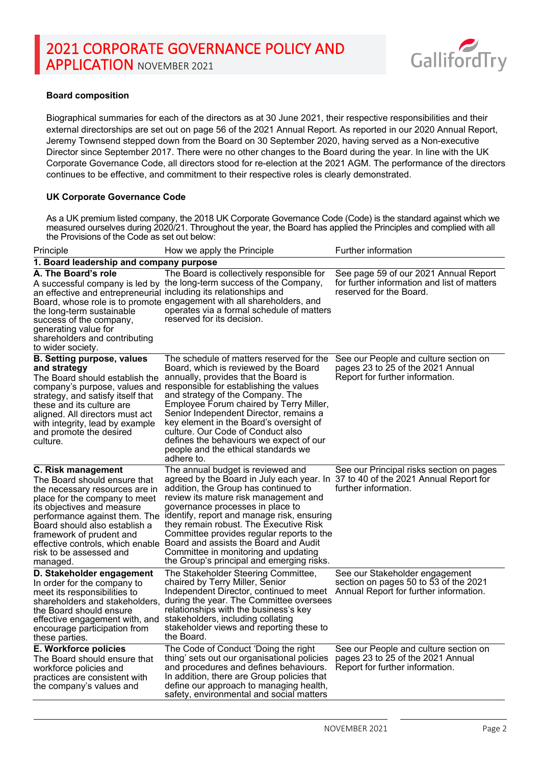### Board composition

Biographical summaries for each of the directors as at 30 June 2021, their respective responsibilities and their external directorships are set out on page 56 of the 2021 Annual Report. As reported in our 2020 Annual Report, Jeremy Townsend stepped down from the Board on 30 September 2020, having served as a Non-executive Director since September 2017. There were no other changes to the Board during the year. In line with the UK Corporate Governance Code, all directors stood for re-election at the 2021 AGM. The performance of the directors continues to be effective, and commitment to their respective roles is clearly demonstrated.

### UK Corporate Governance Code

As a UK premium listed company, the 2018 UK Corporate Governance Code (Code) is the standard against which we measured ourselves during 2020/21. Throughout the year, the Board has applied the Principles and complied with all the Provisions of the Code as set out below:

| Principle | How we apply the Principle | Further information |
|---|---|---|
| **1. Board leadership and company purpose** | | |
| **A. The Board's role** A successful company is led by an effective and entrepreneurial Board, whose role is to promote the long-term sustainable success of the company, generating value for shareholders and contributing to wider society. | The Board is collectively responsible for the long-term success of the Company, including its relationships and engagement with all shareholders, and operates via a formal schedule of matters reserved for its decision. | See page 59 of our 2021 Annual Report for further information and list of matters reserved for the Board. |
| **B. Setting purpose, values and strategy** The Board should establish the company's purpose, values and strategy, and satisfy itself that these and its culture are aligned. All directors must act with integrity, lead by example and promote the desired culture. | The schedule of matters reserved for the Board, which is reviewed by the Board annually, provides that the Board is responsible for establishing the values and strategy of the Company. The Employee Forum chaired by Terry Miller, Senior Independent Director, remains a key element in the Board's oversight of culture. Our Code of Conduct also defines the behaviours we expect of our people and the ethical standards we adhere to. | See our People and culture section on pages 23 to 25 of the 2021 Annual Report for further information. |
| **C. Risk management** The Board should ensure that the necessary resources are in place for the company to meet its objectives and measure performance against them. The Board should also establish a framework of prudent and effective controls, which enable risk to be assessed and managed. | The annual budget is reviewed and agreed by the Board in July each year. In addition, the Group has continued to review its mature risk management and governance processes in place to identify, report and manage risk, ensuring they remain robust. The Executive Risk Committee provides regular reports to the Board and assists the Board and Audit Committee in monitoring and updating the Group's principal and emerging risks. | See our Principal risks section on pages 37 to 40 of the 2021 Annual Report for further information. |
| **D. Stakeholder engagement** In order for the company to meet its responsibilities to shareholders and stakeholders, the Board should ensure effective engagement with, and encourage participation from these parties. | The Stakeholder Steering Committee, chaired by Terry Miller, Senior Independent Director, continued to meet during the year. The Committee oversees relationships with the business's key stakeholders, including collating stakeholder views and reporting these to the Board. | See our Stakeholder engagement section on pages 50 to 53 of the 2021 Annual Report for further information. |
| **E. Workforce policies** The Board should ensure that workforce policies and practices are consistent with the company's values and | The Code of Conduct 'Doing the right thing' sets out our organisational policies and procedures and defines behaviours. In addition, there are Group policies that define our approach to managing health, safety, environmental and social matters | See our People and culture section on pages 23 to 25 of the 2021 Annual Report for further information. |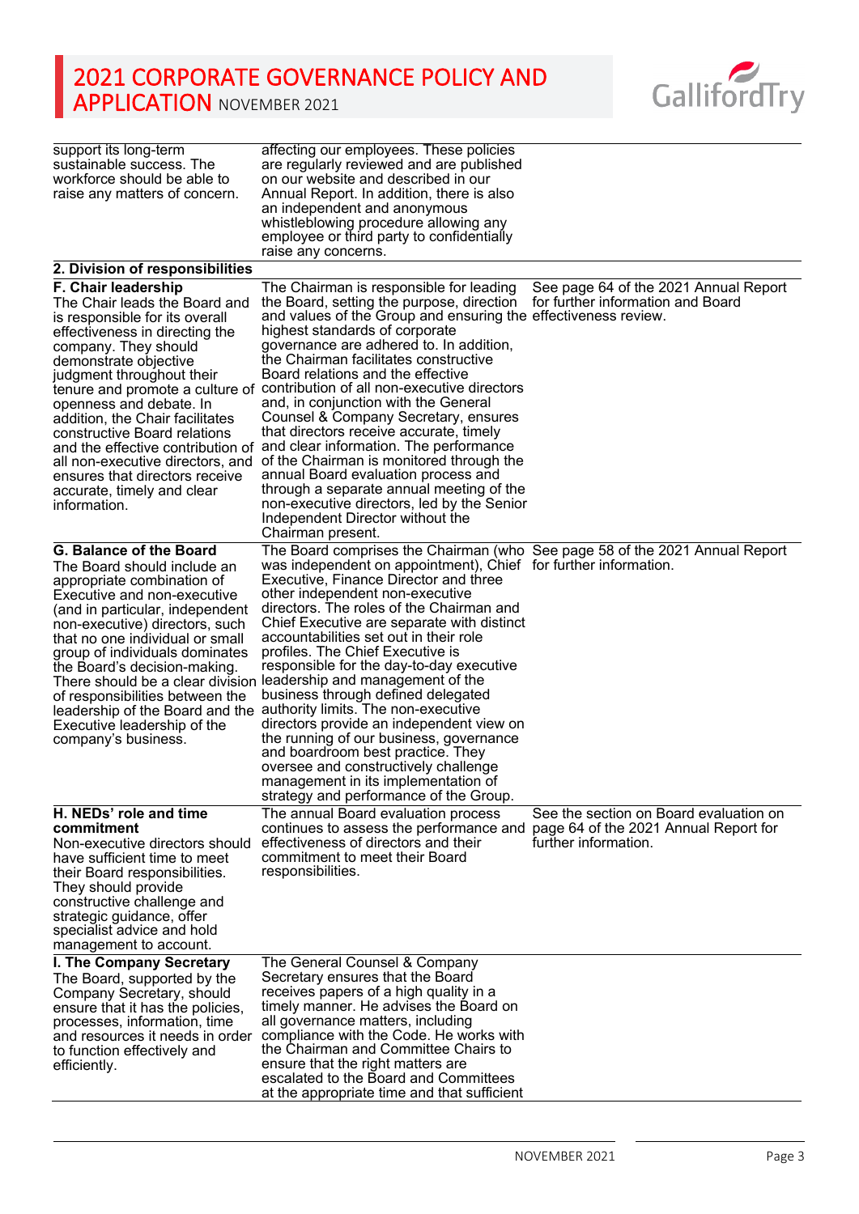| | | |
|---|---|---|
| support its long-term sustainable success. The workforce should be able to raise any matters of concern. | affecting our employees. These policies are regularly reviewed and are published on our website and described in our Annual Report. In addition, there is also an independent and anonymous whistleblowing procedure allowing any employee or third party to confidentially raise any concerns. | |
| **2. Division of responsibilities** | | |
| **F. Chair leadership** The Chair leads the Board and is responsible for its overall effectiveness in directing the company. They should demonstrate objective judgment throughout their tenure and promote a culture of openness and debate. In addition, the Chair facilitates constructive Board relations and the effective contribution of all non-executive directors, and ensures that directors receive accurate, timely and clear information. | The Chairman is responsible for leading the Board, setting the purpose, direction and values of the Group and ensuring the highest standards of corporate governance are adhered to. In addition, the Chairman facilitates constructive Board relations and the effective contribution of all non-executive directors and, in conjunction with the General Counsel & Company Secretary, ensures that directors receive accurate, timely and clear information. The performance of the Chairman is monitored through the annual Board evaluation process and through a separate annual meeting of the non-executive directors, led by the Senior Independent Director without the Chairman present. | See page 64 of the 2021 Annual Report for further information and Board effectiveness review. |
| **G. Balance of the Board** The Board should include an appropriate combination of Executive and non-executive (and in particular, independent non-executive) directors, such that no one individual or small group of individuals dominates the Board's decision-making. There should be a clear division of responsibilities between the leadership of the Board and the Executive leadership of the company's business. | The Board comprises the Chairman (who was independent on appointment), Chief Executive, Finance Director and three other independent non-executive directors. The roles of the Chairman and Chief Executive are separate with distinct accountabilities set out in their role profiles. The Chief Executive is responsible for the day-to-day executive leadership and management of the business through defined delegated authority limits. The non-executive directors provide an independent view on the running of our business, governance and boardroom best practice. They oversee and constructively challenge management in its implementation of strategy and performance of the Group. | See page 58 of the 2021 Annual Report for further information. |
| **H. NEDs' role and time commitment** Non-executive directors should have sufficient time to meet their Board responsibilities. They should provide constructive challenge and strategic guidance, offer specialist advice and hold management to account. | The annual Board evaluation process continues to assess the performance and effectiveness of directors and their commitment to meet their Board responsibilities. | See the section on Board evaluation on page 64 of the 2021 Annual Report for further information. |
| **I. The Company Secretary** The Board, supported by the Company Secretary, should ensure that it has the policies, processes, information, time and resources it needs in order to function effectively and efficiently. | The General Counsel & Company Secretary ensures that the Board receives papers of a high quality in a timely manner. He advises the Board on all governance matters, including compliance with the Code. He works with the Chairman and Committee Chairs to ensure that the right matters are escalated to the Board and Committees at the appropriate time and that sufficient | |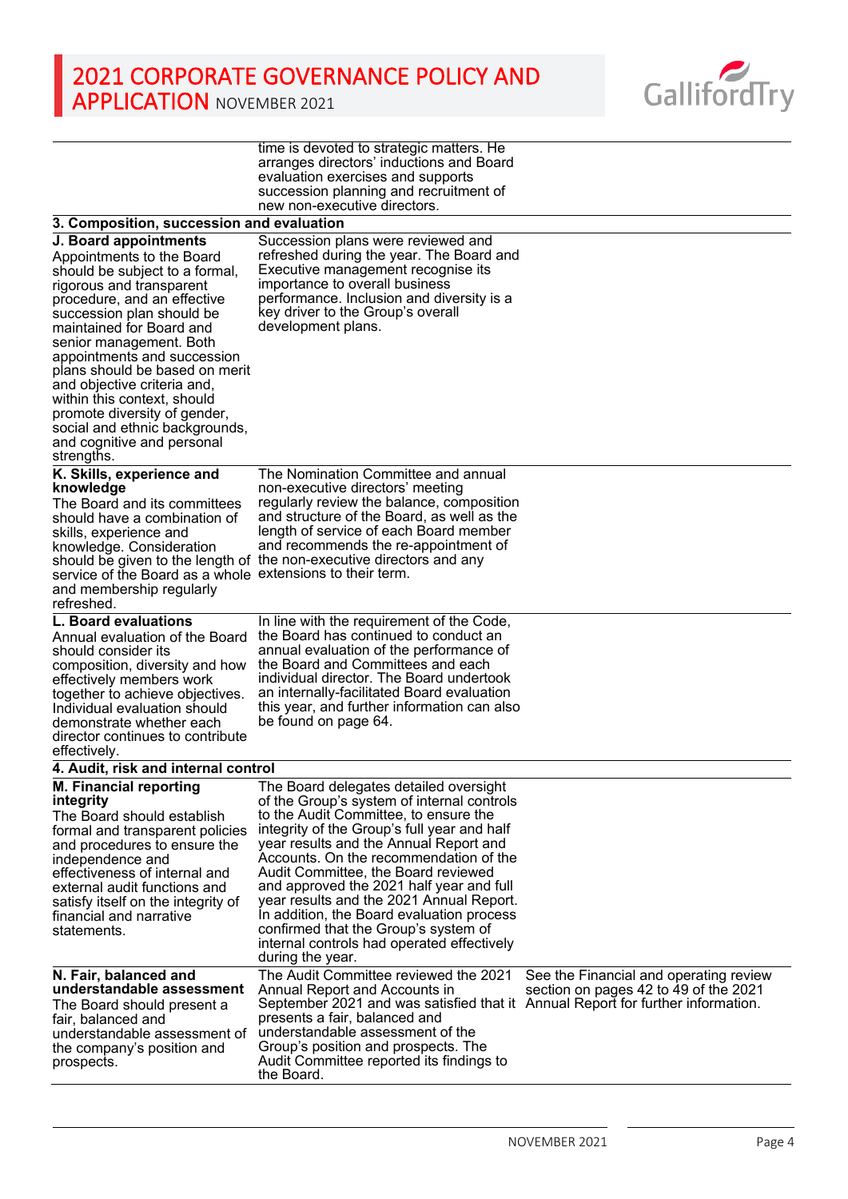| | | |
|---|---|---|
| | time is devoted to strategic matters. He arranges directors' inductions and Board evaluation exercises and supports succession planning and recruitment of new non-executive directors. | |
| **3. Composition, succession and evaluation** | | |
| **J. Board appointments** Appointments to the Board should be subject to a formal, rigorous and transparent procedure, and an effective succession plan should be maintained for Board and senior management. Both appointments and succession plans should be based on merit and objective criteria and, within this context, should promote diversity of gender, social and ethnic backgrounds, and cognitive and personal strengths. | Succession plans were reviewed and refreshed during the year. The Board and Executive management recognise its importance to overall business performance. Inclusion and diversity is a key driver to the Group's overall development plans. | |
| **K. Skills, experience and knowledge** The Board and its committees should have a combination of skills, experience and knowledge. Consideration should be given to the length of service of the Board as a whole and membership regularly refreshed. | The Nomination Committee and annual non-executive directors' meeting regularly review the balance, composition and structure of the Board, as well as the length of service of each Board member and recommends the re-appointment of the non-executive directors and any extensions to their term. | |
| **L. Board evaluations** Annual evaluation of the Board should consider its composition, diversity and how effectively members work together to achieve objectives. Individual evaluation should demonstrate whether each director continues to contribute effectively. | In line with the requirement of the Code, the Board has continued to conduct an annual evaluation of the performance of the Board and Committees and each individual director. The Board undertook an internally-facilitated Board evaluation this year, and further information can also be found on page 64. | |
| **4. Audit, risk and internal control** | | |
| **M. Financial reporting integrity** The Board should establish formal and transparent policies and procedures to ensure the independence and effectiveness of internal and external audit functions and satisfy itself on the integrity of financial and narrative statements. | The Board delegates detailed oversight of the Group's system of internal controls to the Audit Committee, to ensure the integrity of the Group's full year and half year results and the Annual Report and Accounts. On the recommendation of the Audit Committee, the Board reviewed and approved the 2021 half year and full year results and the 2021 Annual Report. In addition, the Board evaluation process confirmed that the Group's system of internal controls had operated effectively during the year. | |
| **N. Fair, balanced and understandable assessment** The Board should present a fair, balanced and understandable assessment of the company's position and prospects. | The Audit Committee reviewed the 2021 Annual Report and Accounts in September 2021 and was satisfied that it presents a fair, balanced and understandable assessment of the Group's position and prospects. The Audit Committee reported its findings to the Board. | See the Financial and operating review section on pages 42 to 49 of the 2021 Annual Report for further information. |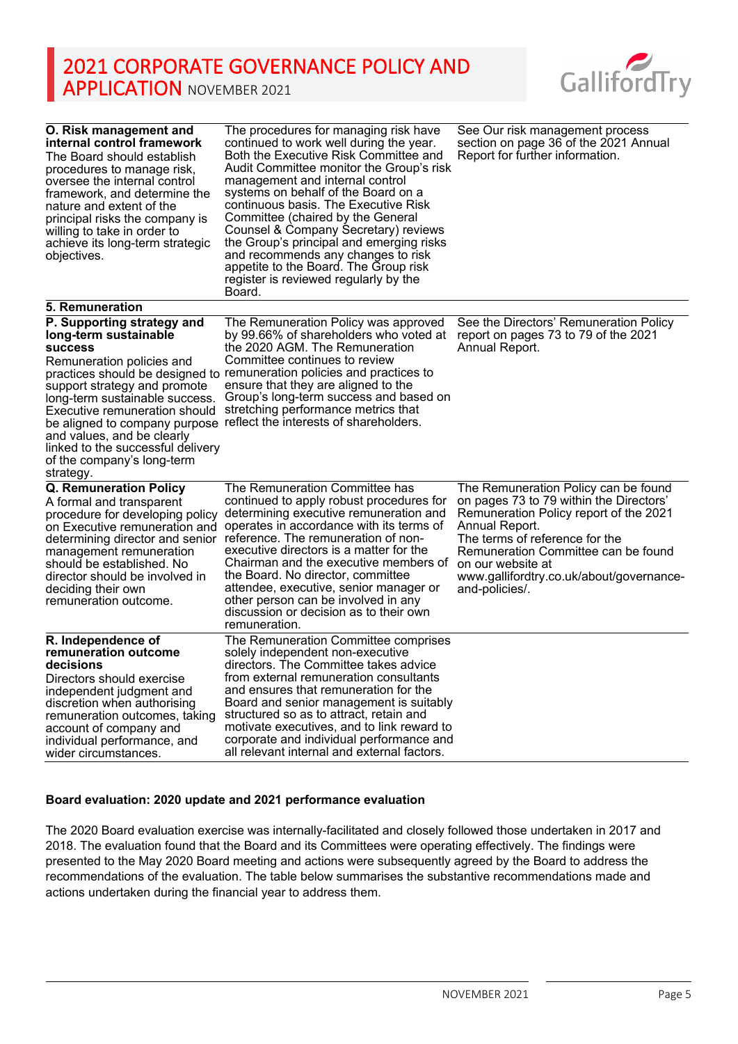| | | |
|---|---|---|
| **O. Risk management and internal control framework** The Board should establish procedures to manage risk, oversee the internal control framework, and determine the nature and extent of the principal risks the company is willing to take in order to achieve its long-term strategic objectives. | The procedures for managing risk have continued to work well during the year. Both the Executive Risk Committee and Audit Committee monitor the Group's risk management and internal control systems on behalf of the Board on a continuous basis. The Executive Risk Committee (chaired by the General Counsel & Company Secretary) reviews the Group's principal and emerging risks and recommends any changes to risk appetite to the Board. The Group risk register is reviewed regularly by the Board. | See Our risk management process section on page 36 of the 2021 Annual Report for further information. |
| **5. Remuneration** | | |
| **P. Supporting strategy and long-term sustainable success** Remuneration policies and practices should be designed to support strategy and promote long-term sustainable success. Executive remuneration should be aligned to company purpose and values, and be clearly linked to the successful delivery of the company's long-term strategy. | The Remuneration Policy was approved by 99.66% of shareholders who voted at the 2020 AGM. The Remuneration Committee continues to review remuneration policies and practices to ensure that they are aligned to the Group's long-term success and based on stretching performance metrics that reflect the interests of shareholders. | See the Directors' Remuneration Policy report on pages 73 to 79 of the 2021 Annual Report. |
| **Q. Remuneration Policy** A formal and transparent procedure for developing policy on Executive remuneration and determining director and senior management remuneration should be established. No director should be involved in deciding their own remuneration outcome. | The Remuneration Committee has continued to apply robust procedures for determining executive remuneration and operates in accordance with its terms of reference. The remuneration of non-executive directors is a matter for the Chairman and the executive members of the Board. No director, committee attendee, executive, senior manager or other person can be involved in any discussion or decision as to their own remuneration. | The Remuneration Policy can be found on pages 73 to 79 within the Directors' Remuneration Policy report of the 2021 Annual Report. The terms of reference for the Remuneration Committee can be found on our website at www.gallifordtry.co.uk/about/governance-and-policies/. |
| **R. Independence of remuneration outcome decisions** Directors should exercise independent judgment and discretion when authorising remuneration outcomes, taking account of company and individual performance, and wider circumstances. | The Remuneration Committee comprises solely independent non-executive directors. The Committee takes advice from external remuneration consultants and ensures that remuneration for the Board and senior management is suitably structured so as to attract, retain and motivate executives, and to link reward to corporate and individual performance and all relevant internal and external factors. | |

**Board evaluation: 2020 update and 2021 performance evaluation**

The 2020 Board evaluation exercise was internally-facilitated and closely followed those undertaken in 2017 and 2018. The evaluation found that the Board and its Committees were operating effectively. The findings were presented to the May 2020 Board meeting and actions were subsequently agreed by the Board to address the recommendations of the evaluation. The table below summarises the substantive recommendations made and actions undertaken during the financial year to address them.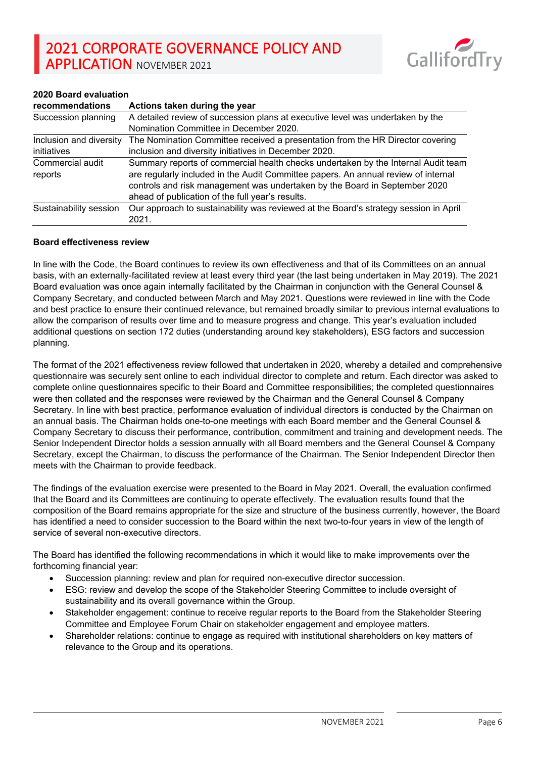| 2020 Board evaluation recommendations | Actions taken during the year |
| --- | --- |
| Succession planning | A detailed review of succession plans at executive level was undertaken by the Nomination Committee in December 2020. |
| Inclusion and diversity initiatives | The Nomination Committee received a presentation from the HR Director covering inclusion and diversity initiatives in December 2020. |
| Commercial audit reports | Summary reports of commercial health checks undertaken by the Internal Audit team are regularly included in the Audit Committee papers. An annual review of internal controls and risk management was undertaken by the Board in September 2020 ahead of publication of the full year's results. |
| Sustainability session | Our approach to sustainability was reviewed at the Board's strategy session in April 2021. |

**Board effectiveness review**

In line with the Code, the Board continues to review its own effectiveness and that of its Committees on an annual basis, with an externally-facilitated review at least every third year (the last being undertaken in May 2019). The 2021 Board evaluation was once again internally facilitated by the Chairman in conjunction with the General Counsel & Company Secretary, and conducted between March and May 2021. Questions were reviewed in line with the Code and best practice to ensure their continued relevance, but remained broadly similar to previous internal evaluations to allow the comparison of results over time and to measure progress and change. This year's evaluation included additional questions on section 172 duties (understanding around key stakeholders), ESG factors and succession planning.

The format of the 2021 effectiveness review followed that undertaken in 2020, whereby a detailed and comprehensive questionnaire was securely sent online to each individual director to complete and return. Each director was asked to complete online questionnaires specific to their Board and Committee responsibilities; the completed questionnaires were then collated and the responses were reviewed by the Chairman and the General Counsel & Company Secretary. In line with best practice, performance evaluation of individual directors is conducted by the Chairman on an annual basis. The Chairman holds one-to-one meetings with each Board member and the General Counsel & Company Secretary to discuss their performance, contribution, commitment and training and development needs. The Senior Independent Director holds a session annually with all Board members and the General Counsel & Company Secretary, except the Chairman, to discuss the performance of the Chairman. The Senior Independent Director then meets with the Chairman to provide feedback.

The findings of the evaluation exercise were presented to the Board in May 2021. Overall, the evaluation confirmed that the Board and its Committees are continuing to operate effectively. The evaluation results found that the composition of the Board remains appropriate for the size and structure of the business currently, however, the Board has identified a need to consider succession to the Board within the next two-to-four years in view of the length of service of several non-executive directors.

The Board has identified the following recommendations in which it would like to make improvements over the forthcoming financial year:

- Succession planning: review and plan for required non-executive director succession.
- ESG: review and develop the scope of the Stakeholder Steering Committee to include oversight of sustainability and its overall governance within the Group.
- Stakeholder engagement: continue to receive regular reports to the Board from the Stakeholder Steering Committee and Employee Forum Chair on stakeholder engagement and employee matters.
- Shareholder relations: continue to engage as required with institutional shareholders on key matters of relevance to the Group and its operations.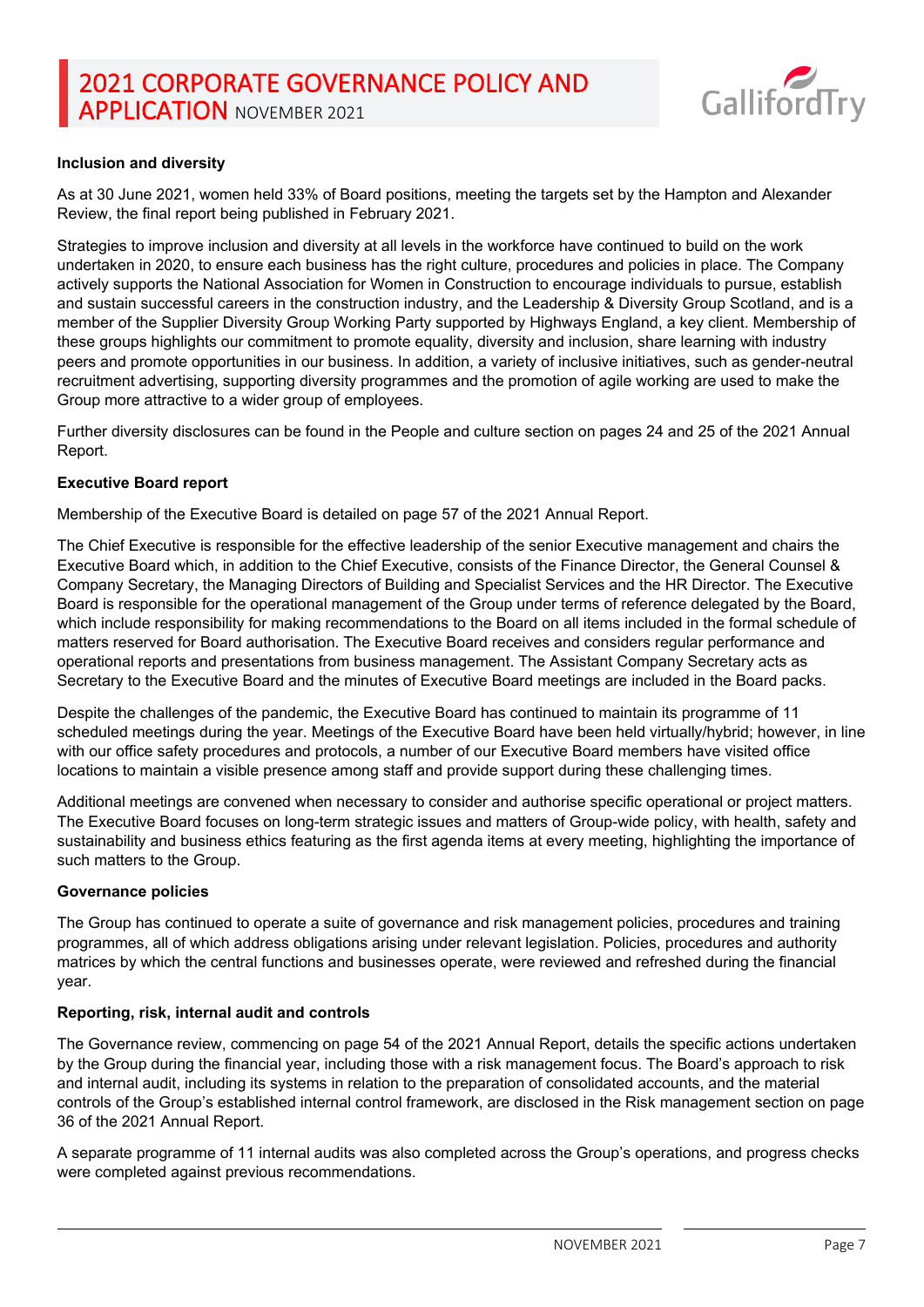#### Inclusion and diversity

As at 30 June 2021, women held 33% of Board positions, meeting the targets set by the Hampton and Alexander Review, the final report being published in February 2021.

Strategies to improve inclusion and diversity at all levels in the workforce have continued to build on the work undertaken in 2020, to ensure each business has the right culture, procedures and policies in place. The Company actively supports the National Association for Women in Construction to encourage individuals to pursue, establish and sustain successful careers in the construction industry, and the Leadership & Diversity Group Scotland, and is a member of the Supplier Diversity Group Working Party supported by Highways England, a key client. Membership of these groups highlights our commitment to promote equality, diversity and inclusion, share learning with industry peers and promote opportunities in our business. In addition, a variety of inclusive initiatives, such as gender-neutral recruitment advertising, supporting diversity programmes and the promotion of agile working are used to make the Group more attractive to a wider group of employees.

Further diversity disclosures can be found in the People and culture section on pages 24 and 25 of the 2021 Annual Report.

#### Executive Board report

Membership of the Executive Board is detailed on page 57 of the 2021 Annual Report.

The Chief Executive is responsible for the effective leadership of the senior Executive management and chairs the Executive Board which, in addition to the Chief Executive, consists of the Finance Director, the General Counsel & Company Secretary, the Managing Directors of Building and Specialist Services and the HR Director. The Executive Board is responsible for the operational management of the Group under terms of reference delegated by the Board, which include responsibility for making recommendations to the Board on all items included in the formal schedule of matters reserved for Board authorisation. The Executive Board receives and considers regular performance and operational reports and presentations from business management. The Assistant Company Secretary acts as Secretary to the Executive Board and the minutes of Executive Board meetings are included in the Board packs.

Despite the challenges of the pandemic, the Executive Board has continued to maintain its programme of 11 scheduled meetings during the year. Meetings of the Executive Board have been held virtually/hybrid; however, in line with our office safety procedures and protocols, a number of our Executive Board members have visited office locations to maintain a visible presence among staff and provide support during these challenging times.

Additional meetings are convened when necessary to consider and authorise specific operational or project matters. The Executive Board focuses on long-term strategic issues and matters of Group-wide policy, with health, safety and sustainability and business ethics featuring as the first agenda items at every meeting, highlighting the importance of such matters to the Group.

#### Governance policies

The Group has continued to operate a suite of governance and risk management policies, procedures and training programmes, all of which address obligations arising under relevant legislation. Policies, procedures and authority matrices by which the central functions and businesses operate, were reviewed and refreshed during the financial year.

#### Reporting, risk, internal audit and controls

The Governance review, commencing on page 54 of the 2021 Annual Report, details the specific actions undertaken by the Group during the financial year, including those with a risk management focus. The Board's approach to risk and internal audit, including its systems in relation to the preparation of consolidated accounts, and the material controls of the Group's established internal control framework, are disclosed in the Risk management section on page 36 of the 2021 Annual Report.

A separate programme of 11 internal audits was also completed across the Group's operations, and progress checks were completed against previous recommendations.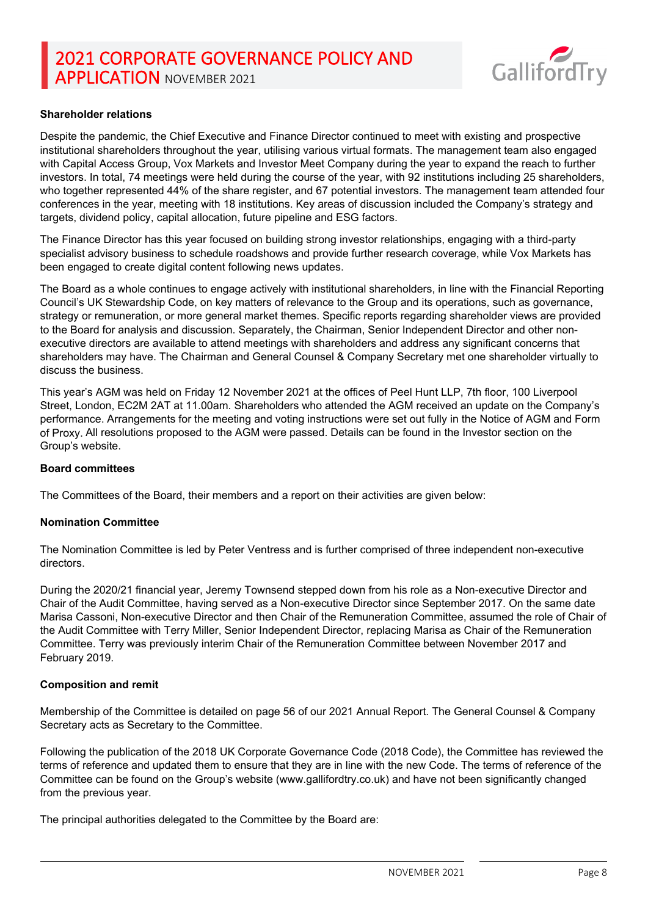**Shareholder relations**

Despite the pandemic, the Chief Executive and Finance Director continued to meet with existing and prospective institutional shareholders throughout the year, utilising various virtual formats. The management team also engaged with Capital Access Group, Vox Markets and Investor Meet Company during the year to expand the reach to further investors. In total, 74 meetings were held during the course of the year, with 92 institutions including 25 shareholders, who together represented 44% of the share register, and 67 potential investors. The management team attended four conferences in the year, meeting with 18 institutions. Key areas of discussion included the Company's strategy and targets, dividend policy, capital allocation, future pipeline and ESG factors.

The Finance Director has this year focused on building strong investor relationships, engaging with a third-party specialist advisory business to schedule roadshows and provide further research coverage, while Vox Markets has been engaged to create digital content following news updates.

The Board as a whole continues to engage actively with institutional shareholders, in line with the Financial Reporting Council's UK Stewardship Code, on key matters of relevance to the Group and its operations, such as governance, strategy or remuneration, or more general market themes. Specific reports regarding shareholder views are provided to the Board for analysis and discussion. Separately, the Chairman, Senior Independent Director and other non-executive directors are available to attend meetings with shareholders and address any significant concerns that shareholders may have. The Chairman and General Counsel & Company Secretary met one shareholder virtually to discuss the business.

This year's AGM was held on Friday 12 November 2021 at the offices of Peel Hunt LLP, 7th floor, 100 Liverpool Street, London, EC2M 2AT at 11.00am. Shareholders who attended the AGM received an update on the Company's performance. Arrangements for the meeting and voting instructions were set out fully in the Notice of AGM and Form of Proxy. All resolutions proposed to the AGM were passed. Details can be found in the Investor section on the Group's website.

**Board committees**

The Committees of the Board, their members and a report on their activities are given below:

**Nomination Committee**

The Nomination Committee is led by Peter Ventress and is further comprised of three independent non-executive directors.

During the 2020/21 financial year, Jeremy Townsend stepped down from his role as a Non-executive Director and Chair of the Audit Committee, having served as a Non-executive Director since September 2017. On the same date Marisa Cassoni, Non-executive Director and then Chair of the Remuneration Committee, assumed the role of Chair of the Audit Committee with Terry Miller, Senior Independent Director, replacing Marisa as Chair of the Remuneration Committee. Terry was previously interim Chair of the Remuneration Committee between November 2017 and February 2019.

**Composition and remit**

Membership of the Committee is detailed on page 56 of our 2021 Annual Report. The General Counsel & Company Secretary acts as Secretary to the Committee.

Following the publication of the 2018 UK Corporate Governance Code (2018 Code), the Committee has reviewed the terms of reference and updated them to ensure that they are in line with the new Code. The terms of reference of the Committee can be found on the Group's website (www.gallifordtry.co.uk) and have not been significantly changed from the previous year.

The principal authorities delegated to the Committee by the Board are: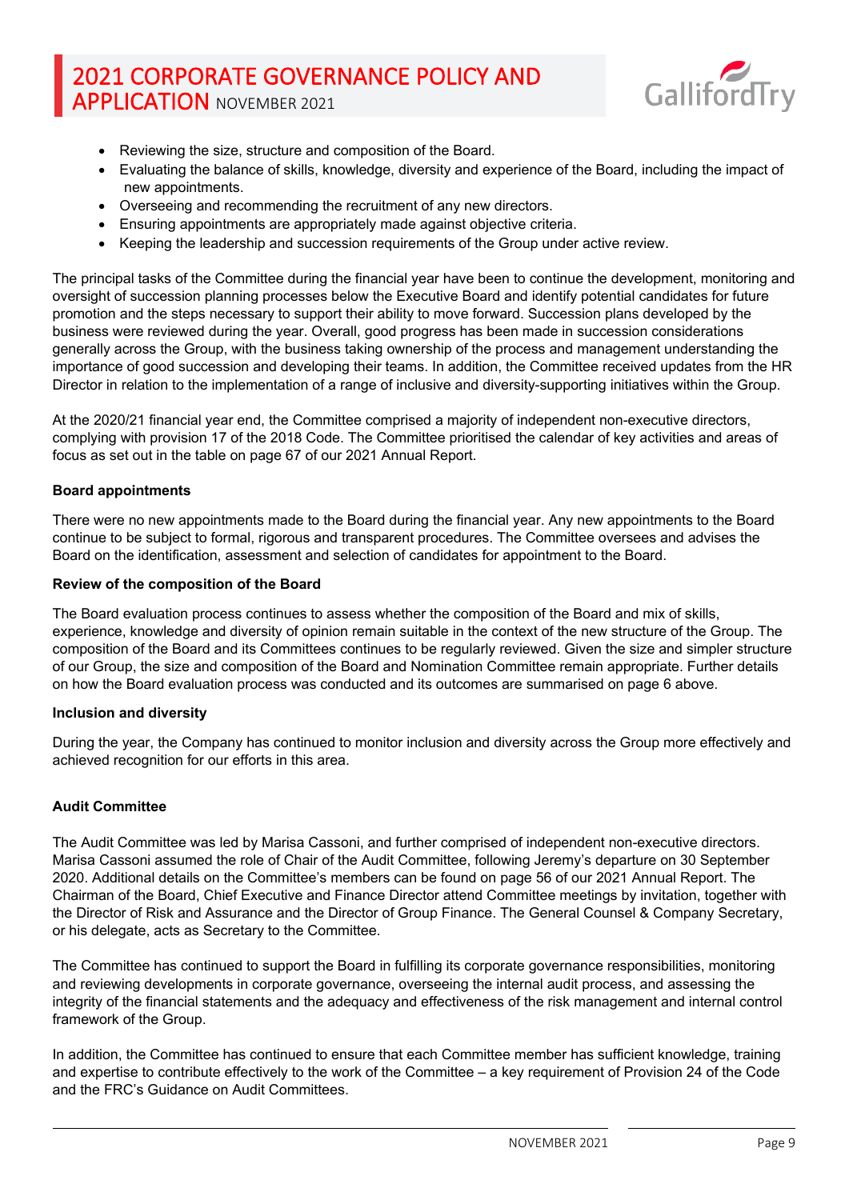- Reviewing the size, structure and composition of the Board.
- Evaluating the balance of skills, knowledge, diversity and experience of the Board, including the impact of new appointments.
- Overseeing and recommending the recruitment of any new directors.
- Ensuring appointments are appropriately made against objective criteria.
- Keeping the leadership and succession requirements of the Group under active review.

The principal tasks of the Committee during the financial year have been to continue the development, monitoring and oversight of succession planning processes below the Executive Board and identify potential candidates for future promotion and the steps necessary to support their ability to move forward. Succession plans developed by the business were reviewed during the year. Overall, good progress has been made in succession considerations generally across the Group, with the business taking ownership of the process and management understanding the importance of good succession and developing their teams. In addition, the Committee received updates from the HR Director in relation to the implementation of a range of inclusive and diversity-supporting initiatives within the Group.

At the 2020/21 financial year end, the Committee comprised a majority of independent non-executive directors, complying with provision 17 of the 2018 Code. The Committee prioritised the calendar of key activities and areas of focus as set out in the table on page 67 of our 2021 Annual Report.

**Board appointments**

There were no new appointments made to the Board during the financial year. Any new appointments to the Board continue to be subject to formal, rigorous and transparent procedures. The Committee oversees and advises the Board on the identification, assessment and selection of candidates for appointment to the Board.

**Review of the composition of the Board**

The Board evaluation process continues to assess whether the composition of the Board and mix of skills, experience, knowledge and diversity of opinion remain suitable in the context of the new structure of the Group. The composition of the Board and its Committees continues to be regularly reviewed. Given the size and simpler structure of our Group, the size and composition of the Board and Nomination Committee remain appropriate. Further details on how the Board evaluation process was conducted and its outcomes are summarised on page 6 above.

**Inclusion and diversity**

During the year, the Company has continued to monitor inclusion and diversity across the Group more effectively and achieved recognition for our efforts in this area.

**Audit Committee**

The Audit Committee was led by Marisa Cassoni, and further comprised of independent non-executive directors. Marisa Cassoni assumed the role of Chair of the Audit Committee, following Jeremy's departure on 30 September 2020. Additional details on the Committee's members can be found on page 56 of our 2021 Annual Report. The Chairman of the Board, Chief Executive and Finance Director attend Committee meetings by invitation, together with the Director of Risk and Assurance and the Director of Group Finance. The General Counsel & Company Secretary, or his delegate, acts as Secretary to the Committee.

The Committee has continued to support the Board in fulfilling its corporate governance responsibilities, monitoring and reviewing developments in corporate governance, overseeing the internal audit process, and assessing the integrity of the financial statements and the adequacy and effectiveness of the risk management and internal control framework of the Group.

In addition, the Committee has continued to ensure that each Committee member has sufficient knowledge, training and expertise to contribute effectively to the work of the Committee – a key requirement of Provision 24 of the Code and the FRC's Guidance on Audit Committees.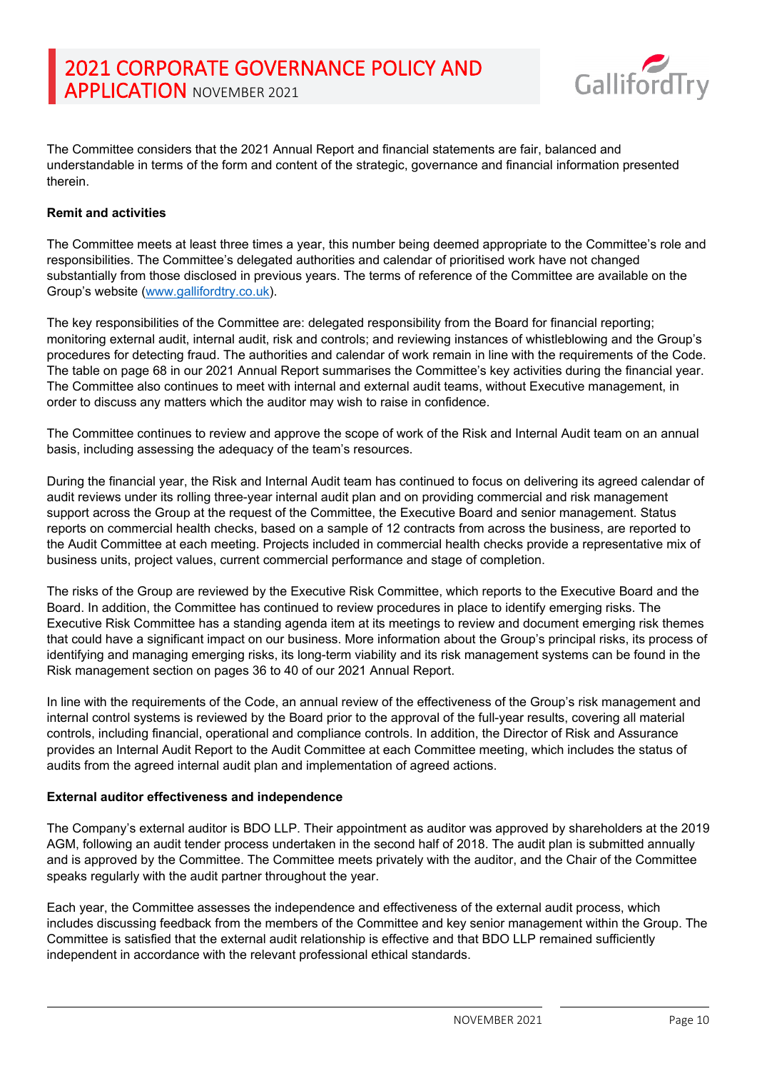The Committee considers that the 2021 Annual Report and financial statements are fair, balanced and understandable in terms of the form and content of the strategic, governance and financial information presented therein.

**Remit and activities**

The Committee meets at least three times a year, this number being deemed appropriate to the Committee's role and responsibilities. The Committee's delegated authorities and calendar of prioritised work have not changed substantially from those disclosed in previous years. The terms of reference of the Committee are available on the Group's website (www.gallifordtry.co.uk).

The key responsibilities of the Committee are: delegated responsibility from the Board for financial reporting; monitoring external audit, internal audit, risk and controls; and reviewing instances of whistleblowing and the Group's procedures for detecting fraud. The authorities and calendar of work remain in line with the requirements of the Code. The table on page 68 in our 2021 Annual Report summarises the Committee's key activities during the financial year. The Committee also continues to meet with internal and external audit teams, without Executive management, in order to discuss any matters which the auditor may wish to raise in confidence.

The Committee continues to review and approve the scope of work of the Risk and Internal Audit team on an annual basis, including assessing the adequacy of the team's resources.

During the financial year, the Risk and Internal Audit team has continued to focus on delivering its agreed calendar of audit reviews under its rolling three-year internal audit plan and on providing commercial and risk management support across the Group at the request of the Committee, the Executive Board and senior management. Status reports on commercial health checks, based on a sample of 12 contracts from across the business, are reported to the Audit Committee at each meeting. Projects included in commercial health checks provide a representative mix of business units, project values, current commercial performance and stage of completion.

The risks of the Group are reviewed by the Executive Risk Committee, which reports to the Executive Board and the Board. In addition, the Committee has continued to review procedures in place to identify emerging risks. The Executive Risk Committee has a standing agenda item at its meetings to review and document emerging risk themes that could have a significant impact on our business. More information about the Group's principal risks, its process of identifying and managing emerging risks, its long-term viability and its risk management systems can be found in the Risk management section on pages 36 to 40 of our 2021 Annual Report.

In line with the requirements of the Code, an annual review of the effectiveness of the Group's risk management and internal control systems is reviewed by the Board prior to the approval of the full-year results, covering all material controls, including financial, operational and compliance controls. In addition, the Director of Risk and Assurance provides an Internal Audit Report to the Audit Committee at each Committee meeting, which includes the status of audits from the agreed internal audit plan and implementation of agreed actions.

**External auditor effectiveness and independence**

The Company's external auditor is BDO LLP. Their appointment as auditor was approved by shareholders at the 2019 AGM, following an audit tender process undertaken in the second half of 2018. The audit plan is submitted annually and is approved by the Committee. The Committee meets privately with the auditor, and the Chair of the Committee speaks regularly with the audit partner throughout the year.

Each year, the Committee assesses the independence and effectiveness of the external audit process, which includes discussing feedback from the members of the Committee and key senior management within the Group. The Committee is satisfied that the external audit relationship is effective and that BDO LLP remained sufficiently independent in accordance with the relevant professional ethical standards.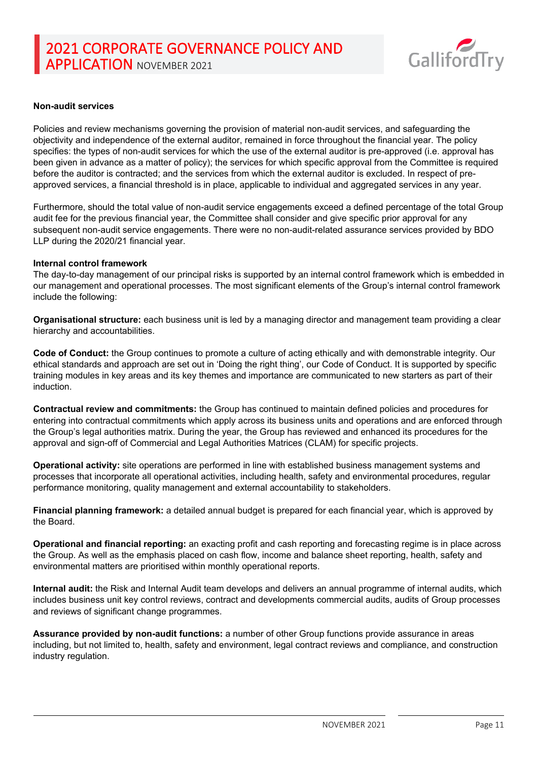**Non-audit services**

Policies and review mechanisms governing the provision of material non-audit services, and safeguarding the objectivity and independence of the external auditor, remained in force throughout the financial year. The policy specifies: the types of non-audit services for which the use of the external auditor is pre-approved (i.e. approval has been given in advance as a matter of policy); the services for which specific approval from the Committee is required before the auditor is contracted; and the services from which the external auditor is excluded. In respect of pre-approved services, a financial threshold is in place, applicable to individual and aggregated services in any year.

Furthermore, should the total value of non-audit service engagements exceed a defined percentage of the total Group audit fee for the previous financial year, the Committee shall consider and give specific prior approval for any subsequent non-audit service engagements. There were no non-audit-related assurance services provided by BDO LLP during the 2020/21 financial year.

**Internal control framework**

The day-to-day management of our principal risks is supported by an internal control framework which is embedded in our management and operational processes. The most significant elements of the Group's internal control framework include the following:

**Organisational structure:** each business unit is led by a managing director and management team providing a clear hierarchy and accountabilities.

**Code of Conduct:** the Group continues to promote a culture of acting ethically and with demonstrable integrity. Our ethical standards and approach are set out in 'Doing the right thing', our Code of Conduct. It is supported by specific training modules in key areas and its key themes and importance are communicated to new starters as part of their induction.

**Contractual review and commitments:** the Group has continued to maintain defined policies and procedures for entering into contractual commitments which apply across its business units and operations and are enforced through the Group's legal authorities matrix. During the year, the Group has reviewed and enhanced its procedures for the approval and sign-off of Commercial and Legal Authorities Matrices (CLAM) for specific projects.

**Operational activity:** site operations are performed in line with established business management systems and processes that incorporate all operational activities, including health, safety and environmental procedures, regular performance monitoring, quality management and external accountability to stakeholders.

**Financial planning framework:** a detailed annual budget is prepared for each financial year, which is approved by the Board.

**Operational and financial reporting:** an exacting profit and cash reporting and forecasting regime is in place across the Group. As well as the emphasis placed on cash flow, income and balance sheet reporting, health, safety and environmental matters are prioritised within monthly operational reports.

**Internal audit:** the Risk and Internal Audit team develops and delivers an annual programme of internal audits, which includes business unit key control reviews, contract and developments commercial audits, audits of Group processes and reviews of significant change programmes.

**Assurance provided by non-audit functions:** a number of other Group functions provide assurance in areas including, but not limited to, health, safety and environment, legal contract reviews and compliance, and construction industry regulation.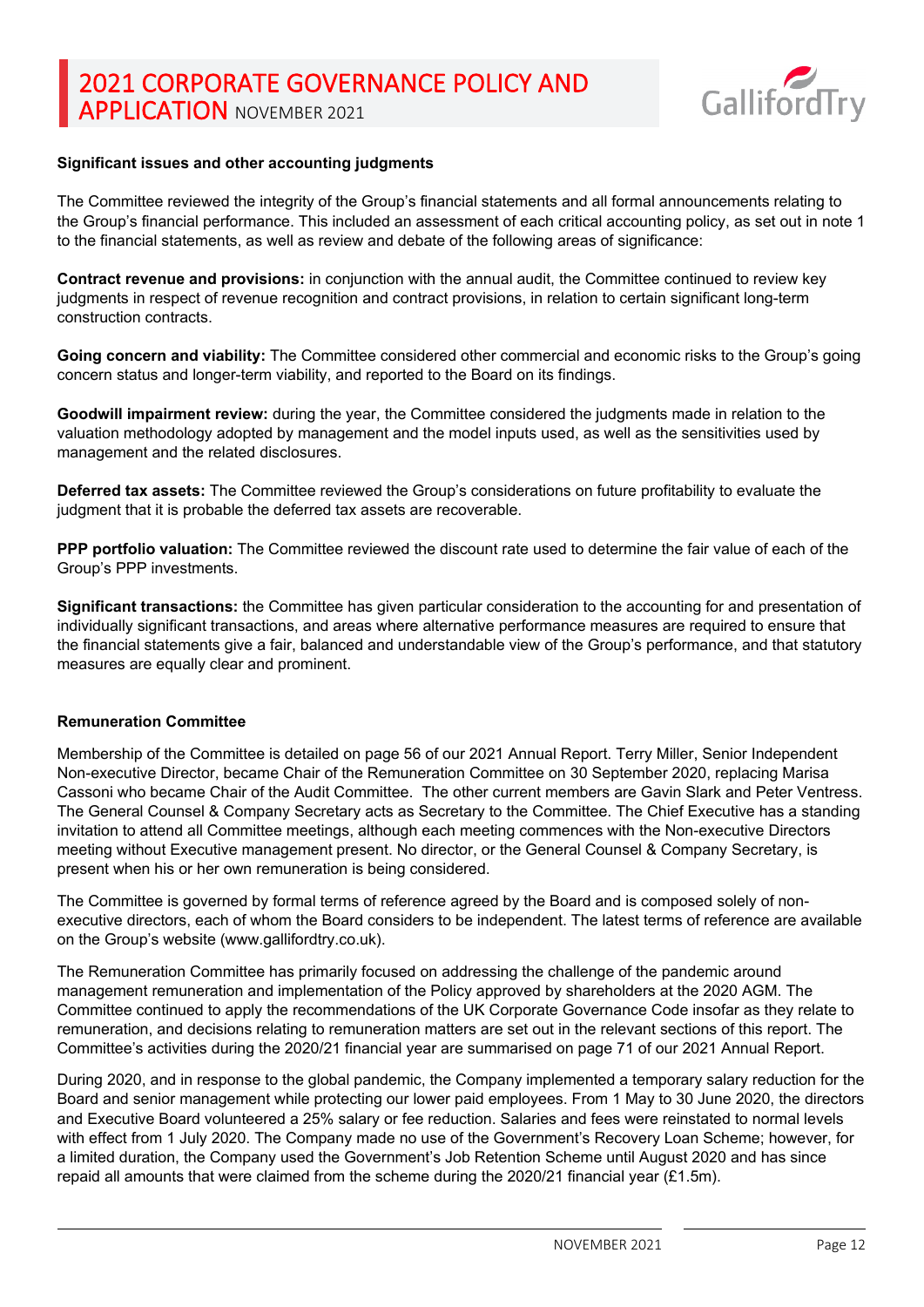### Significant issues and other accounting judgments

The Committee reviewed the integrity of the Group's financial statements and all formal announcements relating to the Group's financial performance. This included an assessment of each critical accounting policy, as set out in note 1 to the financial statements, as well as review and debate of the following areas of significance:

**Contract revenue and provisions:** in conjunction with the annual audit, the Committee continued to review key judgments in respect of revenue recognition and contract provisions, in relation to certain significant long-term construction contracts.

**Going concern and viability:** The Committee considered other commercial and economic risks to the Group's going concern status and longer-term viability, and reported to the Board on its findings.

**Goodwill impairment review:** during the year, the Committee considered the judgments made in relation to the valuation methodology adopted by management and the model inputs used, as well as the sensitivities used by management and the related disclosures.

**Deferred tax assets:** The Committee reviewed the Group's considerations on future profitability to evaluate the judgment that it is probable the deferred tax assets are recoverable.

**PPP portfolio valuation:** The Committee reviewed the discount rate used to determine the fair value of each of the Group's PPP investments.

**Significant transactions:** the Committee has given particular consideration to the accounting for and presentation of individually significant transactions, and areas where alternative performance measures are required to ensure that the financial statements give a fair, balanced and understandable view of the Group's performance, and that statutory measures are equally clear and prominent.

### Remuneration Committee

Membership of the Committee is detailed on page 56 of our 2021 Annual Report. Terry Miller, Senior Independent Non-executive Director, became Chair of the Remuneration Committee on 30 September 2020, replacing Marisa Cassoni who became Chair of the Audit Committee. The other current members are Gavin Slark and Peter Ventress. The General Counsel & Company Secretary acts as Secretary to the Committee. The Chief Executive has a standing invitation to attend all Committee meetings, although each meeting commences with the Non-executive Directors meeting without Executive management present. No director, or the General Counsel & Company Secretary, is present when his or her own remuneration is being considered.

The Committee is governed by formal terms of reference agreed by the Board and is composed solely of non-executive directors, each of whom the Board considers to be independent. The latest terms of reference are available on the Group's website (www.gallifordtry.co.uk).

The Remuneration Committee has primarily focused on addressing the challenge of the pandemic around management remuneration and implementation of the Policy approved by shareholders at the 2020 AGM. The Committee continued to apply the recommendations of the UK Corporate Governance Code insofar as they relate to remuneration, and decisions relating to remuneration matters are set out in the relevant sections of this report. The Committee's activities during the 2020/21 financial year are summarised on page 71 of our 2021 Annual Report.

During 2020, and in response to the global pandemic, the Company implemented a temporary salary reduction for the Board and senior management while protecting our lower paid employees. From 1 May to 30 June 2020, the directors and Executive Board volunteered a 25% salary or fee reduction. Salaries and fees were reinstated to normal levels with effect from 1 July 2020. The Company made no use of the Government's Recovery Loan Scheme; however, for a limited duration, the Company used the Government's Job Retention Scheme until August 2020 and has since repaid all amounts that were claimed from the scheme during the 2020/21 financial year (£1.5m).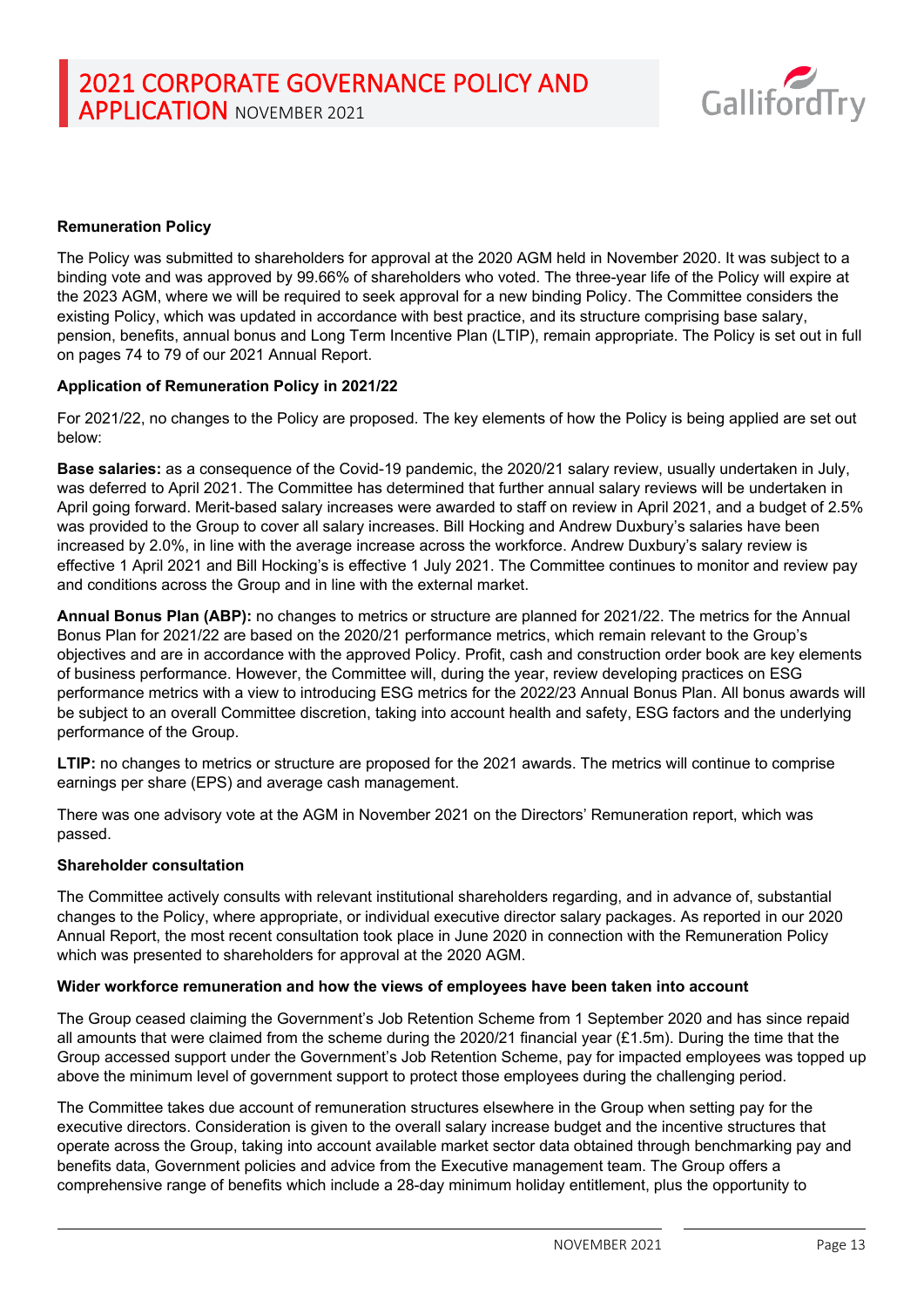**Remuneration Policy**

The Policy was submitted to shareholders for approval at the 2020 AGM held in November 2020. It was subject to a binding vote and was approved by 99.66% of shareholders who voted. The three-year life of the Policy will expire at the 2023 AGM, where we will be required to seek approval for a new binding Policy. The Committee considers the existing Policy, which was updated in accordance with best practice, and its structure comprising base salary, pension, benefits, annual bonus and Long Term Incentive Plan (LTIP), remain appropriate. The Policy is set out in full on pages 74 to 79 of our 2021 Annual Report.

**Application of Remuneration Policy in 2021/22**

For 2021/22, no changes to the Policy are proposed. The key elements of how the Policy is being applied are set out below:

**Base salaries:** as a consequence of the Covid-19 pandemic, the 2020/21 salary review, usually undertaken in July, was deferred to April 2021. The Committee has determined that further annual salary reviews will be undertaken in April going forward. Merit-based salary increases were awarded to staff on review in April 2021, and a budget of 2.5% was provided to the Group to cover all salary increases. Bill Hocking and Andrew Duxbury's salaries have been increased by 2.0%, in line with the average increase across the workforce. Andrew Duxbury's salary review is effective 1 April 2021 and Bill Hocking's is effective 1 July 2021. The Committee continues to monitor and review pay and conditions across the Group and in line with the external market.

**Annual Bonus Plan (ABP):** no changes to metrics or structure are planned for 2021/22. The metrics for the Annual Bonus Plan for 2021/22 are based on the 2020/21 performance metrics, which remain relevant to the Group's objectives and are in accordance with the approved Policy. Profit, cash and construction order book are key elements of business performance. However, the Committee will, during the year, review developing practices on ESG performance metrics with a view to introducing ESG metrics for the 2022/23 Annual Bonus Plan. All bonus awards will be subject to an overall Committee discretion, taking into account health and safety, ESG factors and the underlying performance of the Group.

**LTIP:** no changes to metrics or structure are proposed for the 2021 awards. The metrics will continue to comprise earnings per share (EPS) and average cash management.

There was one advisory vote at the AGM in November 2021 on the Directors' Remuneration report, which was passed.

**Shareholder consultation**

The Committee actively consults with relevant institutional shareholders regarding, and in advance of, substantial changes to the Policy, where appropriate, or individual executive director salary packages. As reported in our 2020 Annual Report, the most recent consultation took place in June 2020 in connection with the Remuneration Policy which was presented to shareholders for approval at the 2020 AGM.

**Wider workforce remuneration and how the views of employees have been taken into account**

The Group ceased claiming the Government's Job Retention Scheme from 1 September 2020 and has since repaid all amounts that were claimed from the scheme during the 2020/21 financial year (£1.5m). During the time that the Group accessed support under the Government's Job Retention Scheme, pay for impacted employees was topped up above the minimum level of government support to protect those employees during the challenging period.

The Committee takes due account of remuneration structures elsewhere in the Group when setting pay for the executive directors. Consideration is given to the overall salary increase budget and the incentive structures that operate across the Group, taking into account available market sector data obtained through benchmarking pay and benefits data, Government policies and advice from the Executive management team. The Group offers a comprehensive range of benefits which include a 28-day minimum holiday entitlement, plus the opportunity to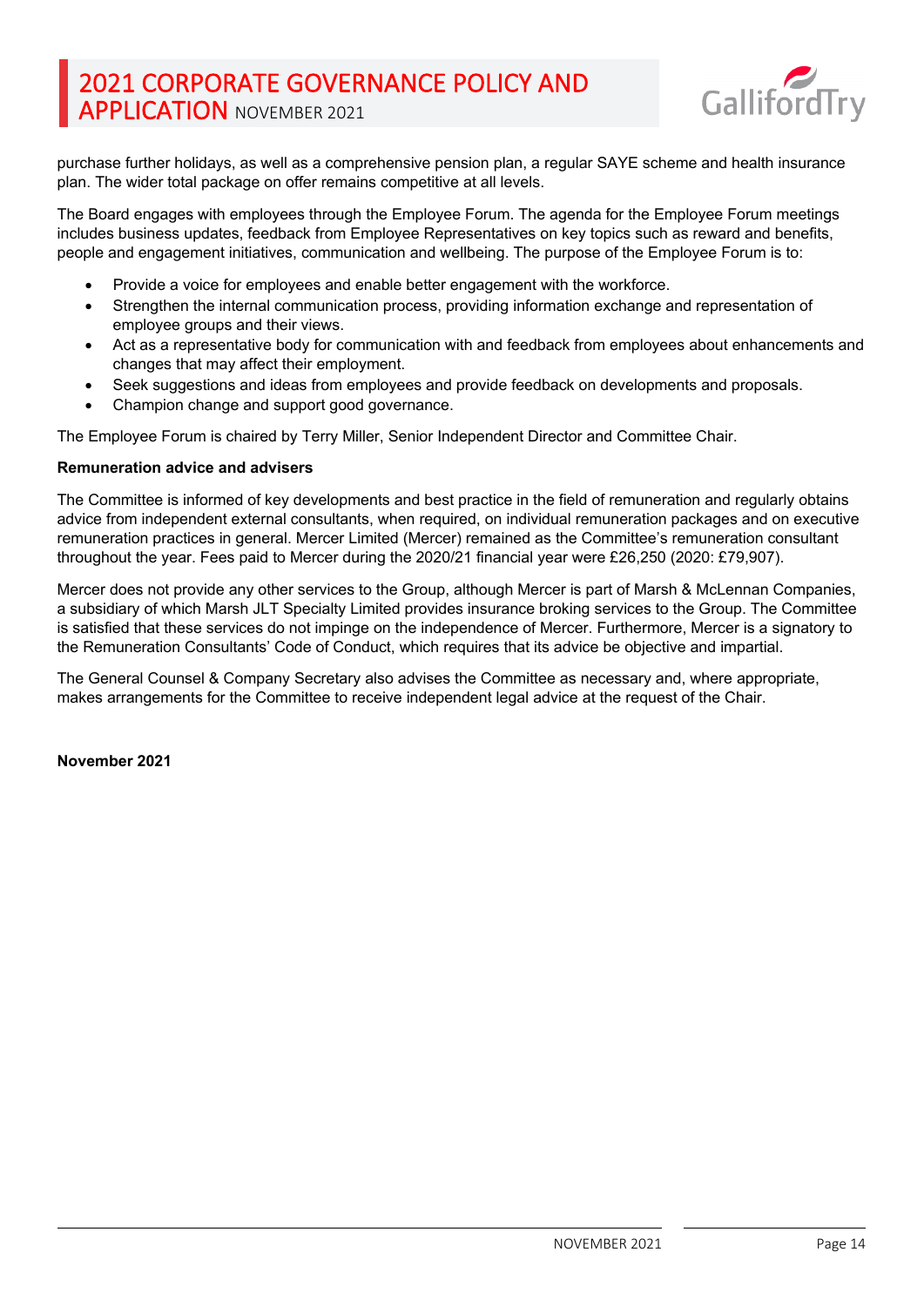purchase further holidays, as well as a comprehensive pension plan, a regular SAYE scheme and health insurance plan. The wider total package on offer remains competitive at all levels.

The Board engages with employees through the Employee Forum. The agenda for the Employee Forum meetings includes business updates, feedback from Employee Representatives on key topics such as reward and benefits, people and engagement initiatives, communication and wellbeing. The purpose of the Employee Forum is to:

- Provide a voice for employees and enable better engagement with the workforce.
- Strengthen the internal communication process, providing information exchange and representation of employee groups and their views.
- Act as a representative body for communication with and feedback from employees about enhancements and changes that may affect their employment.
- Seek suggestions and ideas from employees and provide feedback on developments and proposals.
- Champion change and support good governance.

The Employee Forum is chaired by Terry Miller, Senior Independent Director and Committee Chair.

**Remuneration advice and advisers**

The Committee is informed of key developments and best practice in the field of remuneration and regularly obtains advice from independent external consultants, when required, on individual remuneration packages and on executive remuneration practices in general. Mercer Limited (Mercer) remained as the Committee's remuneration consultant throughout the year. Fees paid to Mercer during the 2020/21 financial year were £26,250 (2020: £79,907).

Mercer does not provide any other services to the Group, although Mercer is part of Marsh & McLennan Companies, a subsidiary of which Marsh JLT Specialty Limited provides insurance broking services to the Group. The Committee is satisfied that these services do not impinge on the independence of Mercer. Furthermore, Mercer is a signatory to the Remuneration Consultants' Code of Conduct, which requires that its advice be objective and impartial.

The General Counsel & Company Secretary also advises the Committee as necessary and, where appropriate, makes arrangements for the Committee to receive independent legal advice at the request of the Chair.

**November 2021**